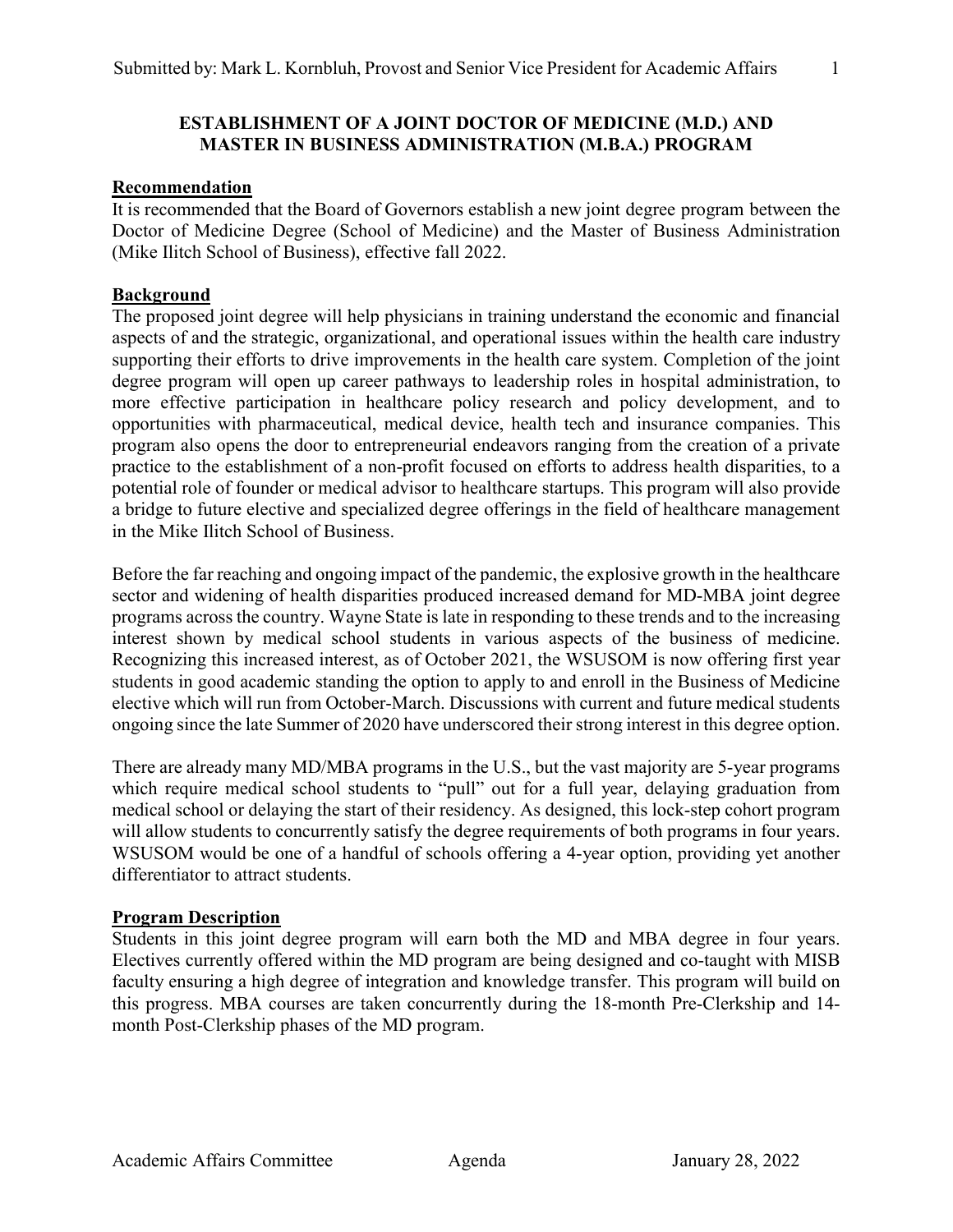Submitted by: Mark L. Kornbluh, Provost and Senior Vice President for Academic Affairs

# ESTABLISHMENT OF A JOINT DOCTOR OF MEDICINE (M.D.) AND MASTER IN BUSINESS ADMINISTRATION (M.B.A.) PROGRAM

## Recommendation

It is recommended that the Board of Governors establish a new joint degree program between the Doctor of Medicine Degree (School of Medicine) and the Master of Business Administration (Mike Ilitch School of Business), effective fall 2022.

## Background

The proposed joint degree will help physicians in training understand the economic and financial aspects of and the strategic, organizational, and operational issues within the health care industry supporting their efforts to drive improvements in the health care system. Completion of the joint degree program will open up career pathways to leadership roles in hospital administration, to more effective participation in healthcare policy research and policy development, and to opportunities with pharmaceutical, medical device, health tech and insurance companies. This program also opens the door to entrepreneurial endeavors ranging from the creation of a private practice to the establishment of a non-profit focused on efforts to address health disparities, to a potential role of founder or medical advisor to healthcare startups. This program will also provide a bridge to future elective and specialized degree offerings in the field of healthcare management in the Mike Ilitch School of Business.

Before the far reaching and ongoing impact of the pandemic, the explosive growth in the healthcare sector and widening of health disparities produced increased demand for MD-MBA joint degree programs across the country. Wayne State is late in responding to these trends and to the increasing interest shown by medical school students in various aspects of the business of medicine. Recognizing this increased interest, as of October 2021, the WSUSOM is now offering first year students in good academic standing the option to apply to and enroll in the Business of Medicine elective which will run from October-March. Discussions with current and future medical students ongoing since the late Summer of 2020 have underscored their strong interest in this degree option.

There are already many MD/MBA programs in the U.S., but the vast majority are 5-year programs which require medical school students to "pull" out for a full year, delaying graduation from medical school or delaying the start of their residency. As designed, this lock-step cohort program will allow students to concurrently satisfy the degree requirements of both programs in four years. WSUSOM would be one of a handful of schools offering a 4-year option, providing yet another differentiator to attract students.

## Program Description

Students in this joint degree program will earn both the MD and MBA degree in four years. Electives currently offered within the MD program are being designed and co-taught with MISB faculty ensuring a high degree of integration and knowledge transfer. This program will build on this progress. MBA courses are taken concurrently during the 18-month Pre-Clerkship and 14-month Post-Clerkship phases of the MD program.

Academic Affairs Committee Agenda January 28, 2022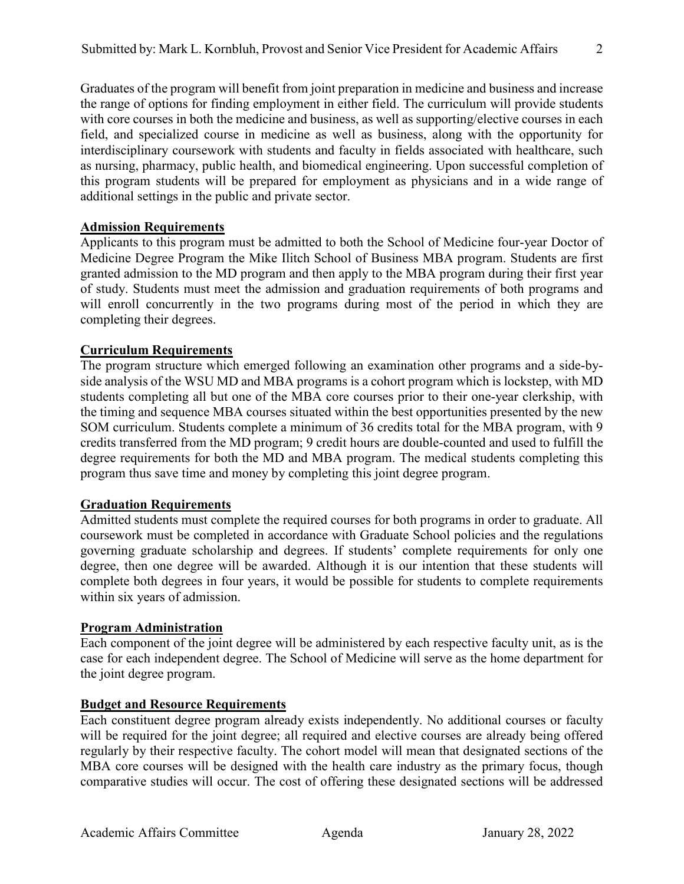Graduates of the program will benefit from joint preparation in medicine and business and increase the range of options for finding employment in either field. The curriculum will provide students with core courses in both the medicine and business, as well as supporting/elective courses in each field, and specialized course in medicine as well as business, along with the opportunity for interdisciplinary coursework with students and faculty in fields associated with healthcare, such as nursing, pharmacy, public health, and biomedical engineering. Upon successful completion of this program students will be prepared for employment as physicians and in a wide range of additional settings in the public and private sector.

**Admission Requirements**

Applicants to this program must be admitted to both the School of Medicine four-year Doctor of Medicine Degree Program the Mike Ilitch School of Business MBA program. Students are first granted admission to the MD program and then apply to the MBA program during their first year of study. Students must meet the admission and graduation requirements of both programs and will enroll concurrently in the two programs during most of the period in which they are completing their degrees.

**Curriculum Requirements**

The program structure which emerged following an examination other programs and a side-by-side analysis of the WSU MD and MBA programs is a cohort program which is lockstep, with MD students completing all but one of the MBA core courses prior to their one-year clerkship, with the timing and sequence MBA courses situated within the best opportunities presented by the new SOM curriculum. Students complete a minimum of 36 credits total for the MBA program, with 9 credits transferred from the MD program; 9 credit hours are double-counted and used to fulfill the degree requirements for both the MD and MBA program. The medical students completing this program thus save time and money by completing this joint degree program.

**Graduation Requirements**

Admitted students must complete the required courses for both programs in order to graduate. All coursework must be completed in accordance with Graduate School policies and the regulations governing graduate scholarship and degrees. If students' complete requirements for only one degree, then one degree will be awarded. Although it is our intention that these students will complete both degrees in four years, it would be possible for students to complete requirements within six years of admission.

**Program Administration**

Each component of the joint degree will be administered by each respective faculty unit, as is the case for each independent degree. The School of Medicine will serve as the home department for the joint degree program.

**Budget and Resource Requirements**

Each constituent degree program already exists independently. No additional courses or faculty will be required for the joint degree; all required and elective courses are already being offered regularly by their respective faculty. The cohort model will mean that designated sections of the MBA core courses will be designed with the health care industry as the primary focus, though comparative studies will occur. The cost of offering these designated sections will be addressed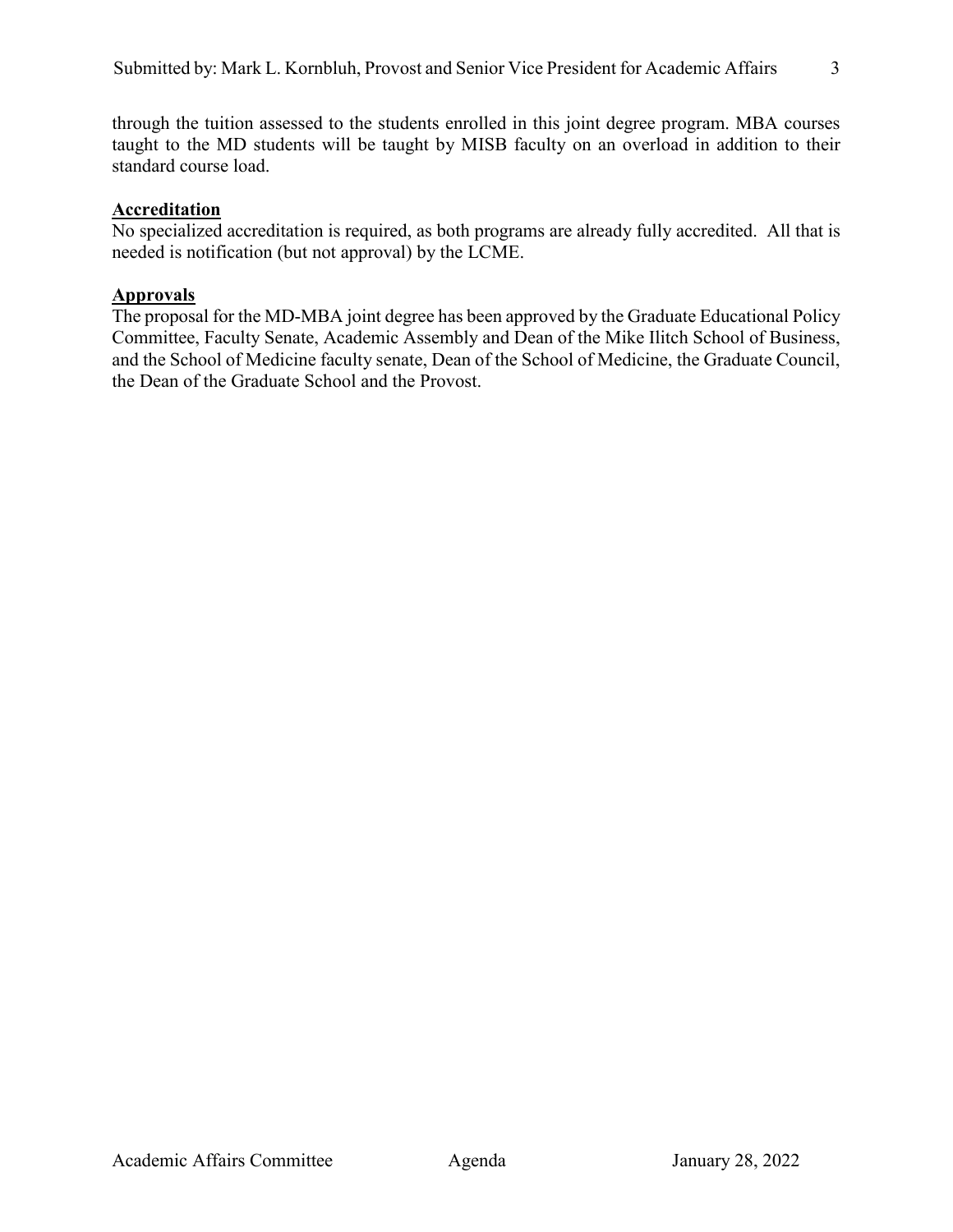through the tuition assessed to the students enrolled in this joint degree program. MBA courses taught to the MD students will be taught by MISB faculty on an overload in addition to their standard course load.

## Accreditation

No specialized accreditation is required, as both programs are already fully accredited. All that is needed is notification (but not approval) by the LCME.

## Approvals

The proposal for the MD-MBA joint degree has been approved by the Graduate Educational Policy Committee, Faculty Senate, Academic Assembly and Dean of the Mike Ilitch School of Business, and the School of Medicine faculty senate, Dean of the School of Medicine, the Graduate Council, the Dean of the Graduate School and the Provost.